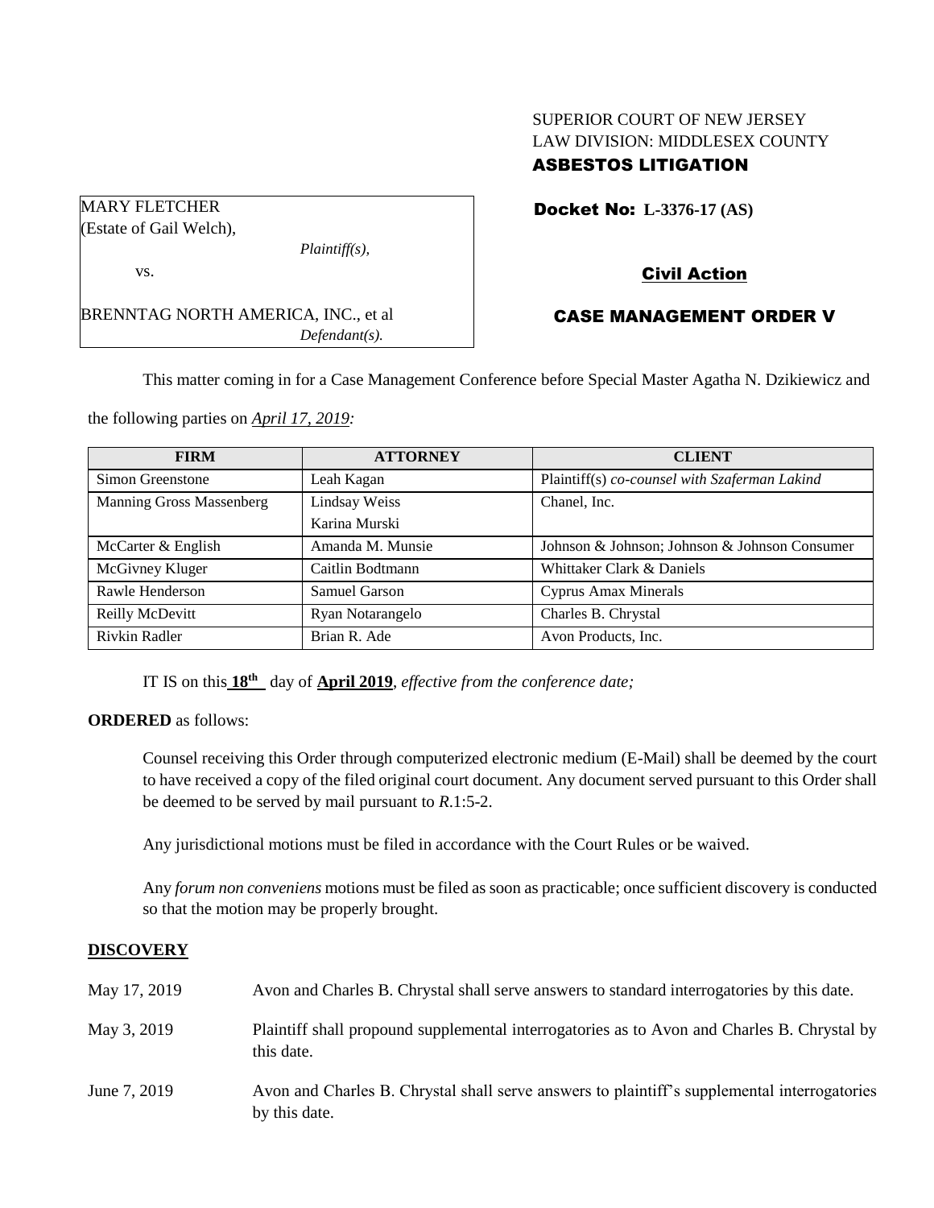SUPERIOR COURT OF NEW JERSEY
LAW DIVISION: MIDDLESEX COUNTY
**ASBESTOS LITIGATION**

MARY FLETCHER
(Estate of Gail Welch),
*Plaintiff(s),*

vs.

BRENNTAG NORTH AMERICA, INC., et al
*Defendant(s).*

**Docket No: L-3376-17 (AS)**

**Civil Action**

**CASE MANAGEMENT ORDER V**

This matter coming in for a Case Management Conference before Special Master Agatha N. Dzikiewicz and the following parties on *April 17, 2019:*

| FIRM | ATTORNEY | CLIENT |
|---|---|---|
| Simon Greenstone | Leah Kagan | Plaintiff(s) *co-counsel with Szaferman Lakind* |
| Manning Gross Massenberg | Lindsay Weiss<br>Karina Murski | Chanel, Inc. |
| McCarter & English | Amanda M. Munsie | Johnson & Johnson; Johnson & Johnson Consumer |
| McGivney Kluger | Caitlin Bodtmann | Whittaker Clark & Daniels |
| Rawle Henderson | Samuel Garson | Cyprus Amax Minerals |
| Reilly McDevitt | Ryan Notarangelo | Charles B. Chrystal |
| Rivkin Radler | Brian R. Ade | Avon Products, Inc. |

IT IS on this **18th** day of **April 2019**, *effective from the conference date;*

**ORDERED** as follows:

Counsel receiving this Order through computerized electronic medium (E-Mail) shall be deemed by the court to have received a copy of the filed original court document. Any document served pursuant to this Order shall be deemed to be served by mail pursuant to *R*.1:5-2.

Any jurisdictional motions must be filed in accordance with the Court Rules or be waived.

Any *forum non conveniens* motions must be filed as soon as practicable; once sufficient discovery is conducted so that the motion may be properly brought.

**DISCOVERY**

| | |
|---|---|
| May 17, 2019 | Avon and Charles B. Chrystal shall serve answers to standard interrogatories by this date. |
| May 3, 2019 | Plaintiff shall propound supplemental interrogatories as to Avon and Charles B. Chrystal by this date. |
| June 7, 2019 | Avon and Charles B. Chrystal shall serve answers to plaintiff's supplemental interrogatories by this date. |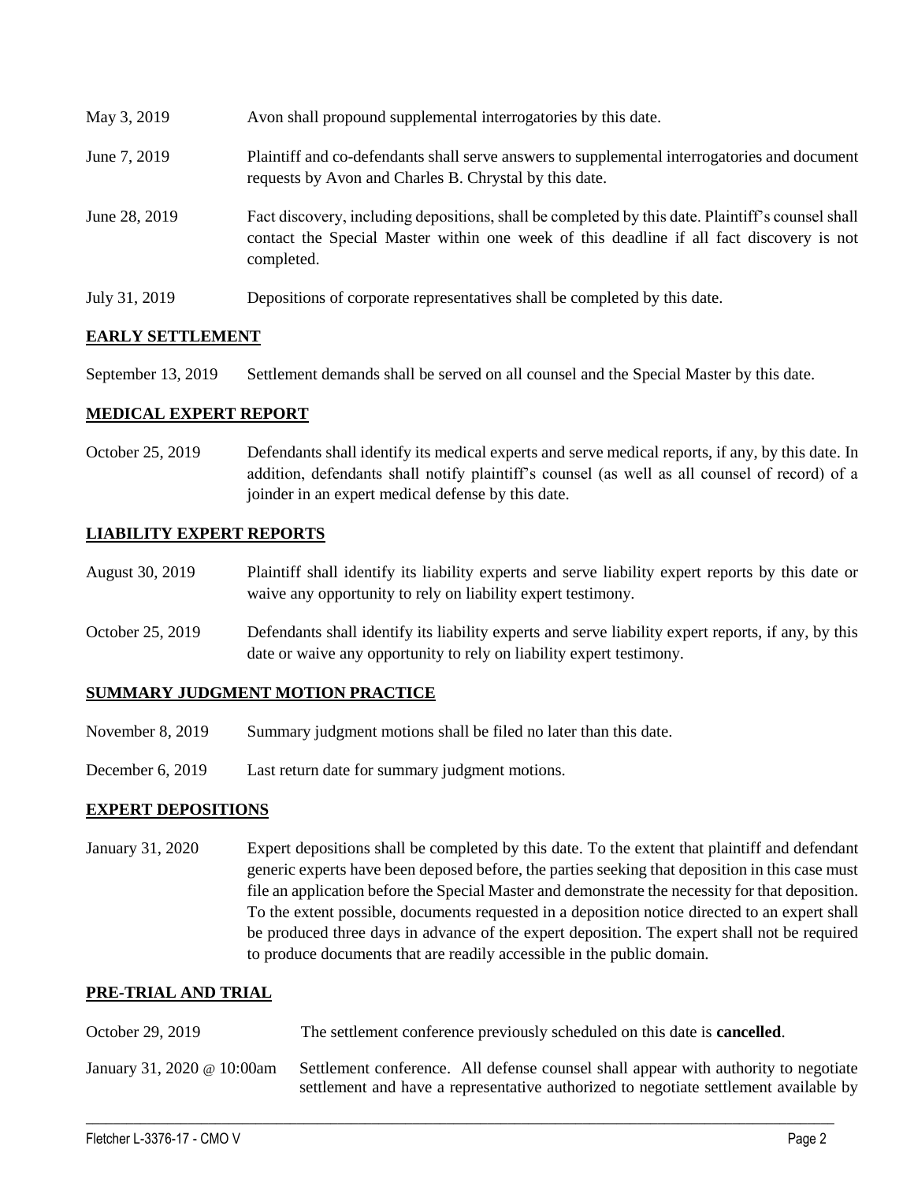| | |
|---|---|
| May 3, 2019 | Avon shall propound supplemental interrogatories by this date. |
| June 7, 2019 | Plaintiff and co-defendants shall serve answers to supplemental interrogatories and document requests by Avon and Charles B. Chrystal by this date. |
| June 28, 2019 | Fact discovery, including depositions, shall be completed by this date. Plaintiff's counsel shall contact the Special Master within one week of this deadline if all fact discovery is not completed. |
| July 31, 2019 | Depositions of corporate representatives shall be completed by this date. |

## EARLY SETTLEMENT

| | |
|---|---|
| September 13, 2019 | Settlement demands shall be served on all counsel and the Special Master by this date. |

## MEDICAL EXPERT REPORT

| | |
|---|---|
| October 25, 2019 | Defendants shall identify its medical experts and serve medical reports, if any, by this date. In addition, defendants shall notify plaintiff's counsel (as well as all counsel of record) of a joinder in an expert medical defense by this date. |

## LIABILITY EXPERT REPORTS

| | |
|---|---|
| August 30, 2019 | Plaintiff shall identify its liability experts and serve liability expert reports by this date or waive any opportunity to rely on liability expert testimony. |
| October 25, 2019 | Defendants shall identify its liability experts and serve liability expert reports, if any, by this date or waive any opportunity to rely on liability expert testimony. |

## SUMMARY JUDGMENT MOTION PRACTICE

| | |
|---|---|
| November 8, 2019 | Summary judgment motions shall be filed no later than this date. |
| December 6, 2019 | Last return date for summary judgment motions. |

## EXPERT DEPOSITIONS

| | |
|---|---|
| January 31, 2020 | Expert depositions shall be completed by this date. To the extent that plaintiff and defendant generic experts have been deposed before, the parties seeking that deposition in this case must file an application before the Special Master and demonstrate the necessity for that deposition. To the extent possible, documents requested in a deposition notice directed to an expert shall be produced three days in advance of the expert deposition. The expert shall not be required to produce documents that are readily accessible in the public domain. |

## PRE-TRIAL AND TRIAL

| | |
|---|---|
| October 29, 2019 | The settlement conference previously scheduled on this date is **cancelled**. |
| January 31, 2020 @ 10:00am | Settlement conference. All defense counsel shall appear with authority to negotiate settlement and have a representative authorized to negotiate settlement available by |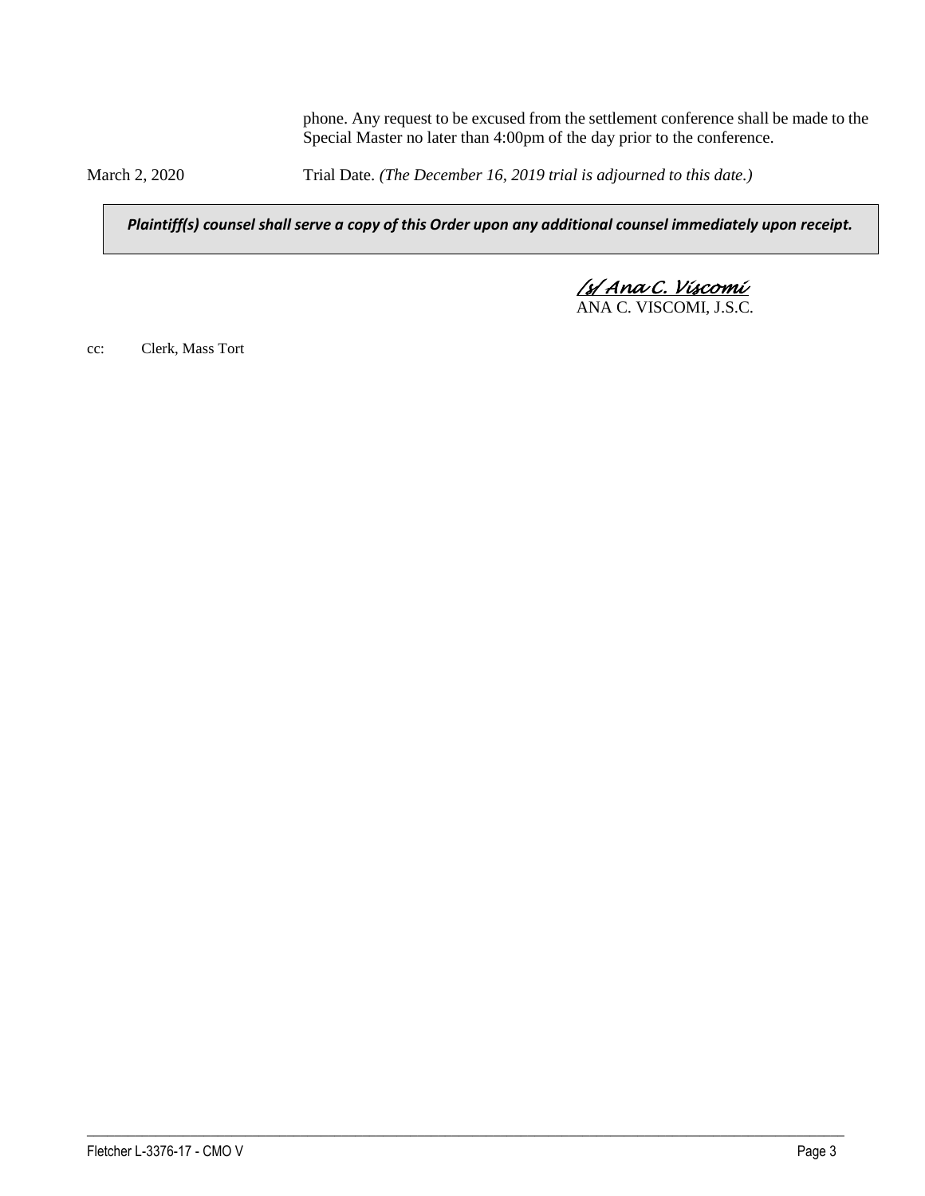phone. Any request to be excused from the settlement conference shall be made to the Special Master no later than 4:00pm of the day prior to the conference.

March 2, 2020 Trial Date. *(The December 16, 2019 trial is adjourned to this date.)*

***Plaintiff(s) counsel shall serve a copy of this Order upon any additional counsel immediately upon receipt.***

*/s/ Ana C. Viscomi*
ANA C. VISCOMI, J.S.C.

cc: Clerk, Mass Tort